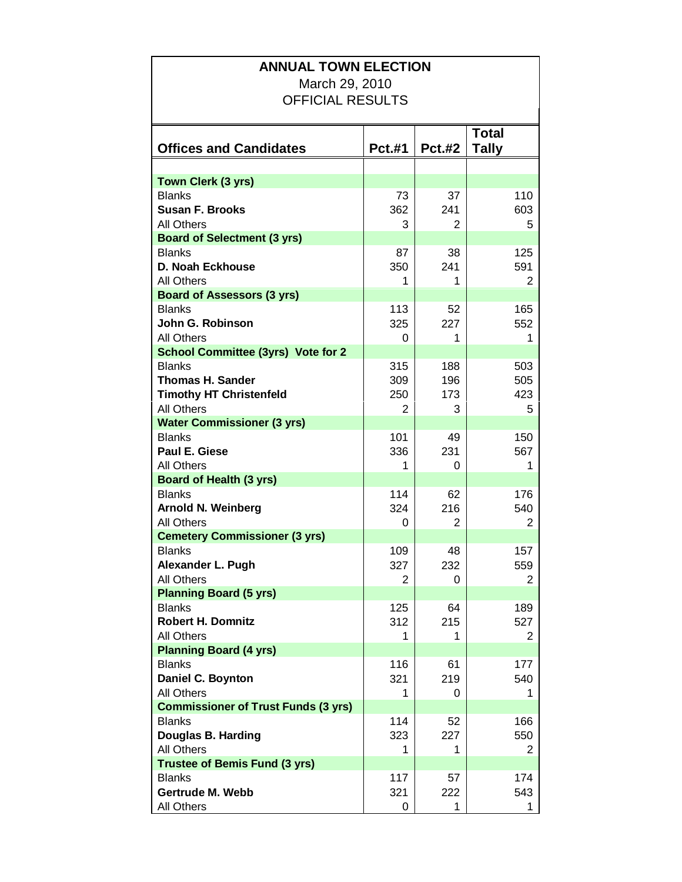# ANNUAL TOWN ELECTION

March 29, 2010

OFFICIAL RESULTS

| Offices and Candidates | Pct.#1 | Pct.#2 | Total Tally |
|---|---|---|---|
| **Town Clerk (3 yrs)** | | | |
| Blanks | 73 | 37 | 110 |
| **Susan F. Brooks** | 362 | 241 | 603 |
| All Others | 3 | 2 | 5 |
| **Board of Selectment (3 yrs)** | | | |
| Blanks | 87 | 38 | 125 |
| **D. Noah Eckhouse** | 350 | 241 | 591 |
| All Others | 1 | 1 | 2 |
| **Board of Assessors (3 yrs)** | | | |
| Blanks | 113 | 52 | 165 |
| **John G. Robinson** | 325 | 227 | 552 |
| All Others | 0 | 1 | 1 |
| **School Committee (3yrs) Vote for 2** | | | |
| Blanks | 315 | 188 | 503 |
| **Thomas H. Sander** | 309 | 196 | 505 |
| **Timothy HT Christenfeld** | 250 | 173 | 423 |
| All Others | 2 | 3 | 5 |
| **Water Commissioner (3 yrs)** | | | |
| Blanks | 101 | 49 | 150 |
| **Paul E. Giese** | 336 | 231 | 567 |
| All Others | 1 | 0 | 1 |
| **Board of Health (3 yrs)** | | | |
| Blanks | 114 | 62 | 176 |
| **Arnold N. Weinberg** | 324 | 216 | 540 |
| All Others | 0 | 2 | 2 |
| **Cemetery Commissioner (3 yrs)** | | | |
| Blanks | 109 | 48 | 157 |
| **Alexander L. Pugh** | 327 | 232 | 559 |
| All Others | 2 | 0 | 2 |
| **Planning Board (5 yrs)** | | | |
| Blanks | 125 | 64 | 189 |
| **Robert H. Domnitz** | 312 | 215 | 527 |
| All Others | 1 | 1 | 2 |
| **Planning Board (4 yrs)** | | | |
| Blanks | 116 | 61 | 177 |
| **Daniel C. Boynton** | 321 | 219 | 540 |
| All Others | 1 | 0 | 1 |
| **Commissioner of Trust Funds (3 yrs)** | | | |
| Blanks | 114 | 52 | 166 |
| **Douglas B. Harding** | 323 | 227 | 550 |
| All Others | 1 | 1 | 2 |
| **Trustee of Bemis Fund (3 yrs)** | | | |
| Blanks | 117 | 57 | 174 |
| **Gertrude M. Webb** | 321 | 222 | 543 |
| All Others | 0 | 1 | 1 |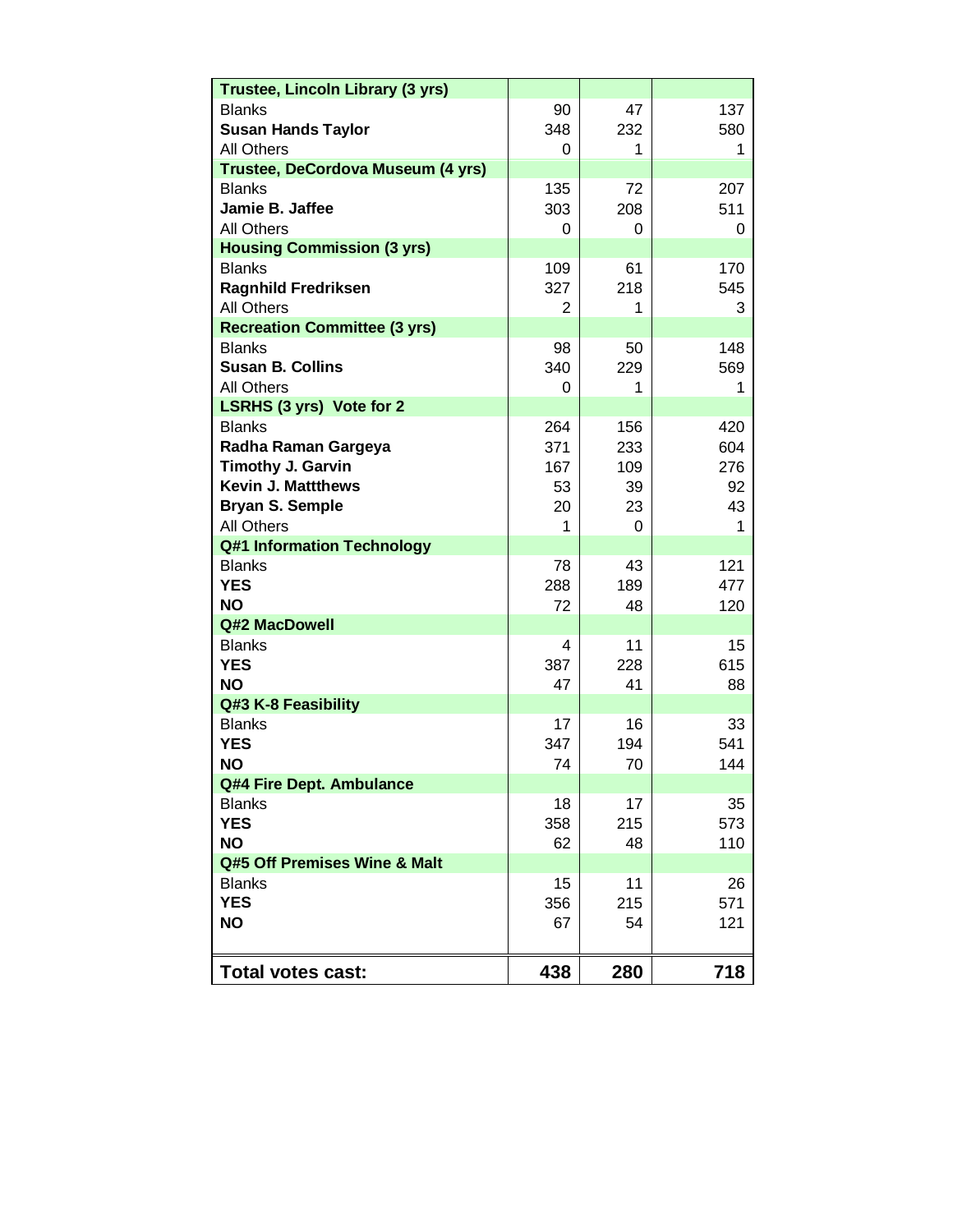| | | | |
|---|---|---|---|
| **Trustee, Lincoln Library (3 yrs)** | | | |
| Blanks | 90 | 47 | 137 |
| **Susan Hands Taylor** | 348 | 232 | 580 |
| All Others | 0 | 1 | 1 |
| **Trustee, DeCordova Museum (4 yrs)** | | | |
| Blanks | 135 | 72 | 207 |
| **Jamie B. Jaffee** | 303 | 208 | 511 |
| All Others | 0 | 0 | 0 |
| **Housing Commission (3 yrs)** | | | |
| Blanks | 109 | 61 | 170 |
| **Ragnhild Fredriksen** | 327 | 218 | 545 |
| All Others | 2 | 1 | 3 |
| **Recreation Committee (3 yrs)** | | | |
| Blanks | 98 | 50 | 148 |
| **Susan B. Collins** | 340 | 229 | 569 |
| All Others | 0 | 1 | 1 |
| **LSRHS (3 yrs) Vote for 2** | | | |
| Blanks | 264 | 156 | 420 |
| **Radha Raman Gargeya** | 371 | 233 | 604 |
| **Timothy J. Garvin** | 167 | 109 | 276 |
| **Kevin J. Mattthews** | 53 | 39 | 92 |
| **Bryan S. Semple** | 20 | 23 | 43 |
| All Others | 1 | 0 | 1 |
| **Q#1 Information Technology** | | | |
| Blanks | 78 | 43 | 121 |
| **YES** | 288 | 189 | 477 |
| **NO** | 72 | 48 | 120 |
| **Q#2 MacDowell** | | | |
| Blanks | 4 | 11 | 15 |
| **YES** | 387 | 228 | 615 |
| **NO** | 47 | 41 | 88 |
| **Q#3 K-8 Feasibility** | | | |
| Blanks | 17 | 16 | 33 |
| **YES** | 347 | 194 | 541 |
| **NO** | 74 | 70 | 144 |
| **Q#4 Fire Dept. Ambulance** | | | |
| Blanks | 18 | 17 | 35 |
| **YES** | 358 | 215 | 573 |
| **NO** | 62 | 48 | 110 |
| **Q#5 Off Premises Wine & Malt** | | | |
| Blanks | 15 | 11 | 26 |
| **YES** | 356 | 215 | 571 |
| **NO** | 67 | 54 | 121 |
| **Total votes cast:** | **438** | **280** | **718** |